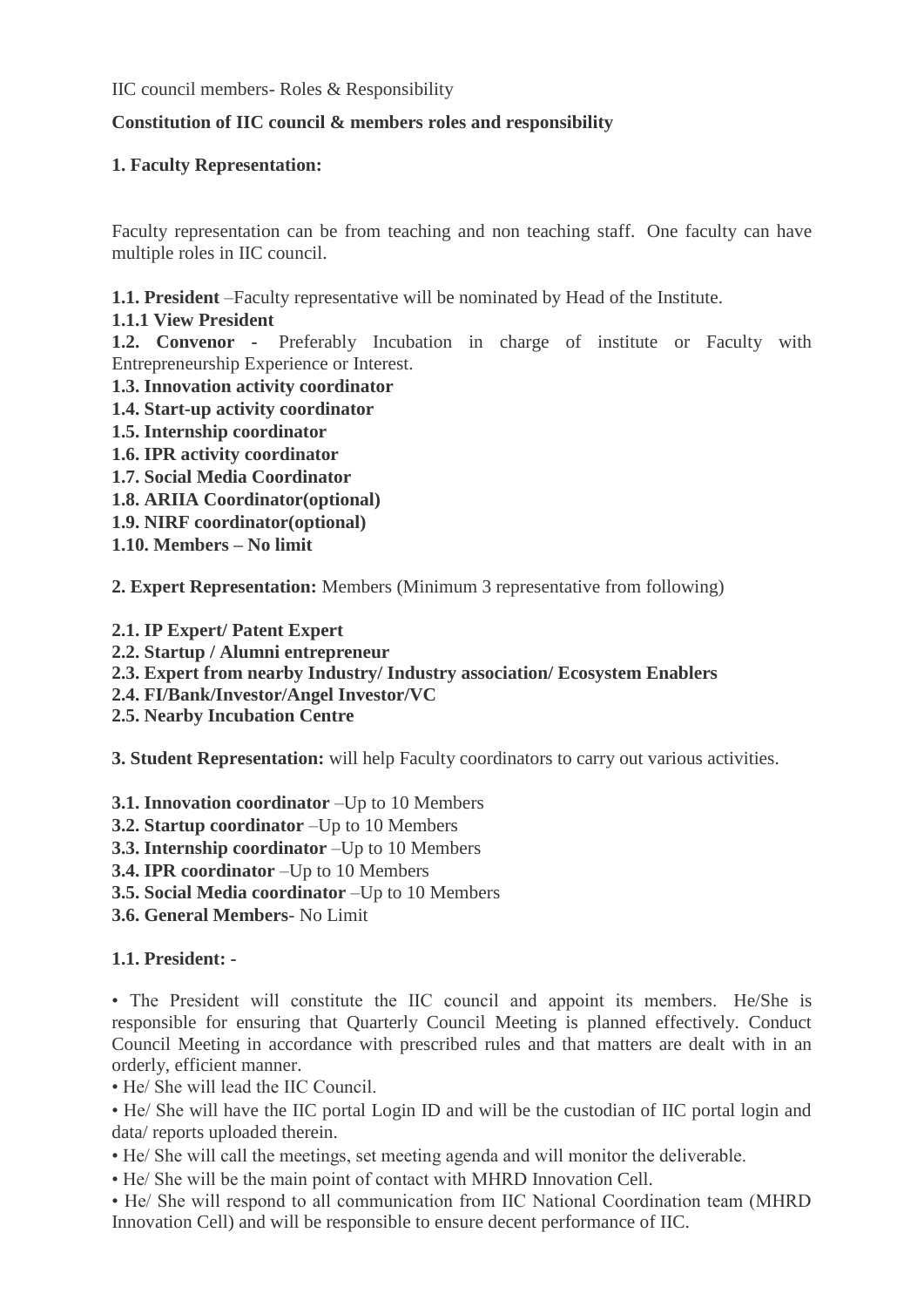IIC council members- Roles & Responsibility

**Constitution of IIC council & members roles and responsibility**

**1. Faculty Representation:**

Faculty representation can be from teaching and non teaching staff. One faculty can have multiple roles in IIC council.

**1.1. President** –Faculty representative will be nominated by Head of the Institute.
**1.1.1 View President**
**1.2. Convenor -** Preferably Incubation in charge of institute or Faculty with Entrepreneurship Experience or Interest.
**1.3. Innovation activity coordinator**
**1.4. Start-up activity coordinator**
**1.5. Internship coordinator**
**1.6. IPR activity coordinator**
**1.7. Social Media Coordinator**
**1.8. ARIIA Coordinator(optional)**
**1.9. NIRF coordinator(optional)**
**1.10. Members – No limit**

**2. Expert Representation:** Members (Minimum 3 representative from following)

**2.1. IP Expert/ Patent Expert**
**2.2. Startup / Alumni entrepreneur**
**2.3. Expert from nearby Industry/ Industry association/ Ecosystem Enablers**
**2.4. FI/Bank/Investor/Angel Investor/VC**
**2.5. Nearby Incubation Centre**

**3. Student Representation:** will help Faculty coordinators to carry out various activities.

**3.1. Innovation coordinator** –Up to 10 Members
**3.2. Startup coordinator** –Up to 10 Members
**3.3. Internship coordinator** –Up to 10 Members
**3.4. IPR coordinator** –Up to 10 Members
**3.5. Social Media coordinator** –Up to 10 Members
**3.6. General Members**- No Limit

**1.1. President: -**

• The President will constitute the IIC council and appoint its members. He/She is responsible for ensuring that Quarterly Council Meeting is planned effectively. Conduct Council Meeting in accordance with prescribed rules and that matters are dealt with in an orderly, efficient manner.
• He/ She will lead the IIC Council.
• He/ She will have the IIC portal Login ID and will be the custodian of IIC portal login and data/ reports uploaded therein.
• He/ She will call the meetings, set meeting agenda and will monitor the deliverable.
• He/ She will be the main point of contact with MHRD Innovation Cell.
• He/ She will respond to all communication from IIC National Coordination team (MHRD Innovation Cell) and will be responsible to ensure decent performance of IIC.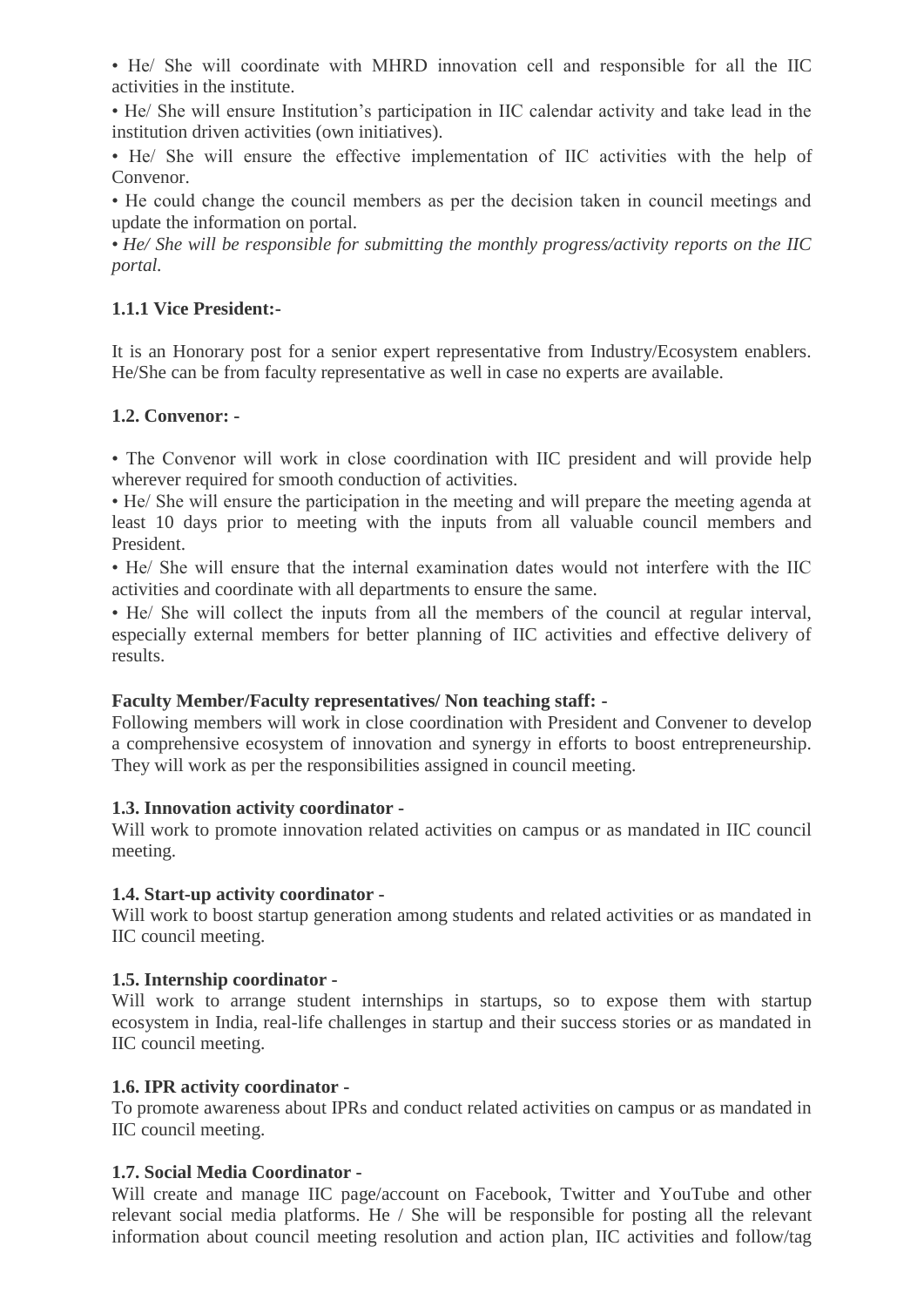• He/ She will coordinate with MHRD innovation cell and responsible for all the IIC activities in the institute.

• He/ She will ensure Institution's participation in IIC calendar activity and take lead in the institution driven activities (own initiatives).

• He/ She will ensure the effective implementation of IIC activities with the help of Convenor.

• He could change the council members as per the decision taken in council meetings and update the information on portal.

• *He/ She will be responsible for submitting the monthly progress/activity reports on the IIC portal.*

**1.1.1 Vice President:-**

It is an Honorary post for a senior expert representative from Industry/Ecosystem enablers. He/She can be from faculty representative as well in case no experts are available.

**1.2. Convenor: -**

• The Convenor will work in close coordination with IIC president and will provide help wherever required for smooth conduction of activities.

• He/ She will ensure the participation in the meeting and will prepare the meeting agenda at least 10 days prior to meeting with the inputs from all valuable council members and President.

• He/ She will ensure that the internal examination dates would not interfere with the IIC activities and coordinate with all departments to ensure the same.

• He/ She will collect the inputs from all the members of the council at regular interval, especially external members for better planning of IIC activities and effective delivery of results.

**Faculty Member/Faculty representatives/ Non teaching staff: -**

Following members will work in close coordination with President and Convener to develop a comprehensive ecosystem of innovation and synergy in efforts to boost entrepreneurship. They will work as per the responsibilities assigned in council meeting.

**1.3. Innovation activity coordinator -**

Will work to promote innovation related activities on campus or as mandated in IIC council meeting.

**1.4. Start-up activity coordinator -**

Will work to boost startup generation among students and related activities or as mandated in IIC council meeting.

**1.5. Internship coordinator -**

Will work to arrange student internships in startups, so to expose them with startup ecosystem in India, real-life challenges in startup and their success stories or as mandated in IIC council meeting.

**1.6. IPR activity coordinator -**

To promote awareness about IPRs and conduct related activities on campus or as mandated in IIC council meeting.

**1.7. Social Media Coordinator -**

Will create and manage IIC page/account on Facebook, Twitter and YouTube and other relevant social media platforms. He / She will be responsible for posting all the relevant information about council meeting resolution and action plan, IIC activities and follow/tag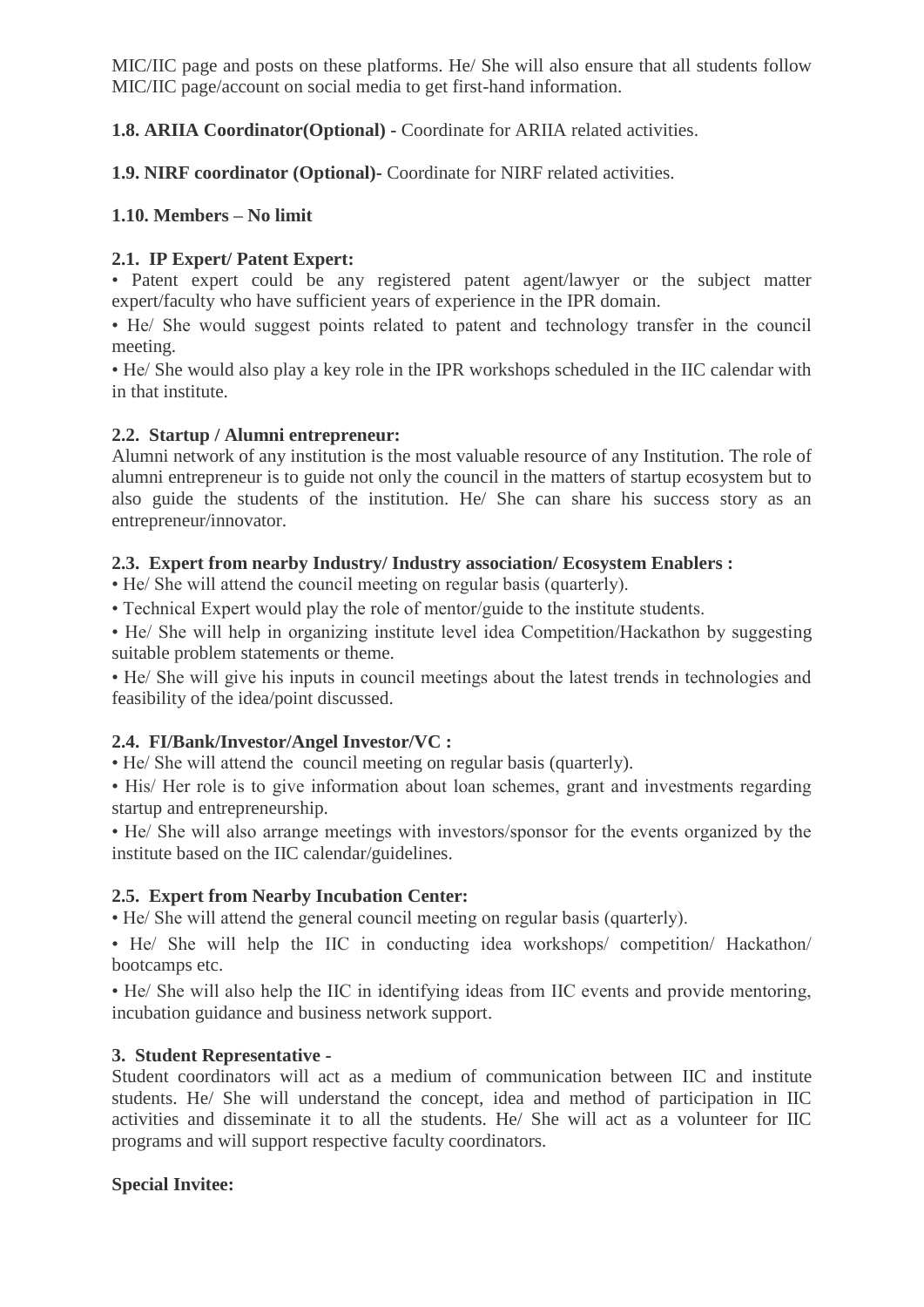MIC/IIC page and posts on these platforms. He/ She will also ensure that all students follow MIC/IIC page/account on social media to get first-hand information.

**1.8. ARIIA Coordinator(Optional) -** Coordinate for ARIIA related activities.

**1.9. NIRF coordinator (Optional)-** Coordinate for NIRF related activities.

**1.10. Members – No limit**

**2.1. IP Expert/ Patent Expert:**

• Patent expert could be any registered patent agent/lawyer or the subject matter expert/faculty who have sufficient years of experience in the IPR domain.

• He/ She would suggest points related to patent and technology transfer in the council meeting.

• He/ She would also play a key role in the IPR workshops scheduled in the IIC calendar with in that institute.

**2.2. Startup / Alumni entrepreneur:**

Alumni network of any institution is the most valuable resource of any Institution. The role of alumni entrepreneur is to guide not only the council in the matters of startup ecosystem but to also guide the students of the institution. He/ She can share his success story as an entrepreneur/innovator.

**2.3. Expert from nearby Industry/ Industry association/ Ecosystem Enablers :**

• He/ She will attend the council meeting on regular basis (quarterly).

• Technical Expert would play the role of mentor/guide to the institute students.

• He/ She will help in organizing institute level idea Competition/Hackathon by suggesting suitable problem statements or theme.

• He/ She will give his inputs in council meetings about the latest trends in technologies and feasibility of the idea/point discussed.

**2.4. FI/Bank/Investor/Angel Investor/VC :**

• He/ She will attend the council meeting on regular basis (quarterly).

• His/ Her role is to give information about loan schemes, grant and investments regarding startup and entrepreneurship.

• He/ She will also arrange meetings with investors/sponsor for the events organized by the institute based on the IIC calendar/guidelines.

**2.5. Expert from Nearby Incubation Center:**

• He/ She will attend the general council meeting on regular basis (quarterly).

• He/ She will help the IIC in conducting idea workshops/ competition/ Hackathon/ bootcamps etc.

• He/ She will also help the IIC in identifying ideas from IIC events and provide mentoring, incubation guidance and business network support.

**3. Student Representative -**

Student coordinators will act as a medium of communication between IIC and institute students. He/ She will understand the concept, idea and method of participation in IIC activities and disseminate it to all the students. He/ She will act as a volunteer for IIC programs and will support respective faculty coordinators.

**Special Invitee:**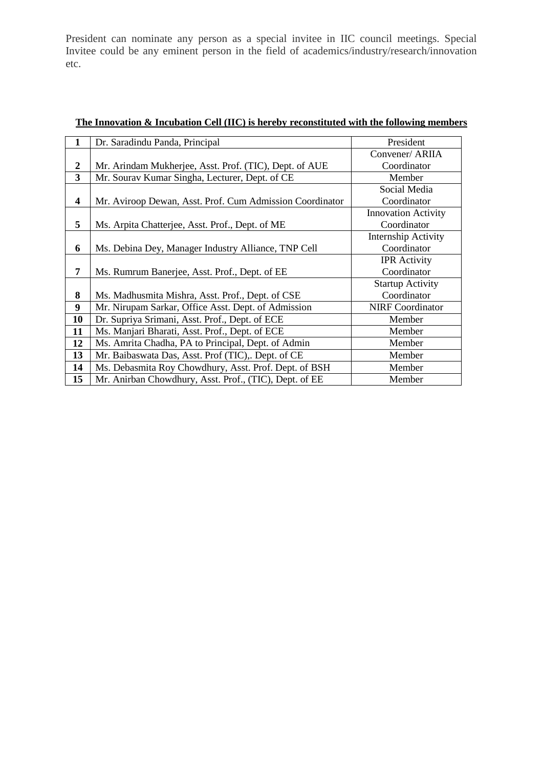President can nominate any person as a special invitee in IIC council meetings. Special Invitee could be any eminent person in the field of academics/industry/research/innovation etc.

**The Innovation & Incubation Cell (IIC) is hereby reconstituted with the following members**

| | | |
|---|---|---|
| **1** | Dr. Saradindu Panda, Principal | President |
| **2** | Mr. Arindam Mukherjee, Asst. Prof. (TIC), Dept. of AUE | Convener/ ARIIA Coordinator |
| **3** | Mr. Sourav Kumar Singha, Lecturer, Dept. of CE | Member |
| **4** | Mr. Aviroop Dewan, Asst. Prof. Cum Admission Coordinator | Social Media Coordinator |
| **5** | Ms. Arpita Chatterjee, Asst. Prof., Dept. of ME | Innovation Activity Coordinator |
| **6** | Ms. Debina Dey, Manager Industry Alliance, TNP Cell | Internship Activity Coordinator |
| **7** | Ms. Rumrum Banerjee, Asst. Prof., Dept. of EE | IPR Activity Coordinator |
| **8** | Ms. Madhusmita Mishra, Asst. Prof., Dept. of CSE | Startup Activity Coordinator |
| **9** | Mr. Nirupam Sarkar, Office Asst. Dept. of Admission | NIRF Coordinator |
| **10** | Dr. Supriya Srimani, Asst. Prof., Dept. of ECE | Member |
| **11** | Ms. Manjari Bharati, Asst. Prof., Dept. of ECE | Member |
| **12** | Ms. Amrita Chadha, PA to Principal, Dept. of Admin | Member |
| **13** | Mr. Baibaswata Das, Asst. Prof (TIC),. Dept. of CE | Member |
| **14** | Ms. Debasmita Roy Chowdhury, Asst. Prof. Dept. of BSH | Member |
| **15** | Mr. Anirban Chowdhury, Asst. Prof., (TIC), Dept. of EE | Member |